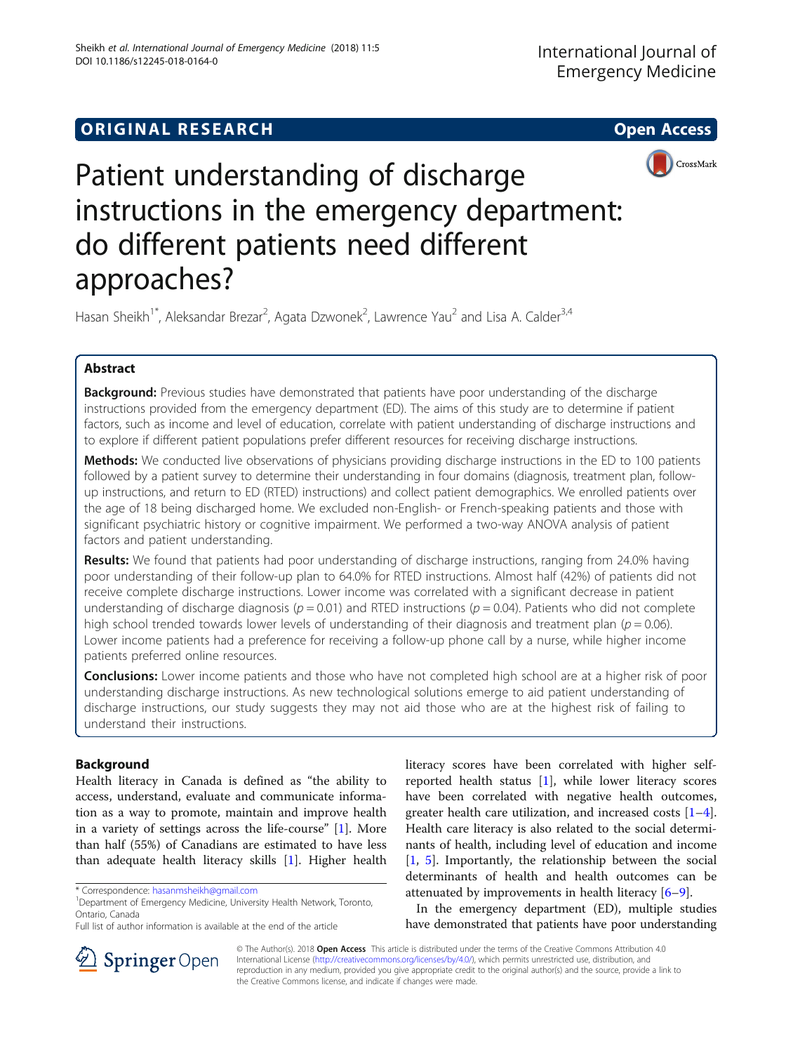ORIGINAL RESEARCH

Open Access

# Patient understanding of discharge instructions in the emergency department: do different patients need different approaches?

Hasan Sheikh[1*], Aleksandar Brezar[2], Agata Dzwonek[2], Lawrence Yau[2] and Lisa A. Calder[3,4]

## Abstract

**Background:** Previous studies have demonstrated that patients have poor understanding of the discharge instructions provided from the emergency department (ED). The aims of this study are to determine if patient factors, such as income and level of education, correlate with patient understanding of discharge instructions and to explore if different patient populations prefer different resources for receiving discharge instructions.

**Methods:** We conducted live observations of physicians providing discharge instructions in the ED to 100 patients followed by a patient survey to determine their understanding in four domains (diagnosis, treatment plan, follow-up instructions, and return to ED (RTED) instructions) and collect patient demographics. We enrolled patients over the age of 18 being discharged home. We excluded non-English- or French-speaking patients and those with significant psychiatric history or cognitive impairment. We performed a two-way ANOVA analysis of patient factors and patient understanding.

**Results:** We found that patients had poor understanding of discharge instructions, ranging from 24.0% having poor understanding of their follow-up plan to 64.0% for RTED instructions. Almost half (42%) of patients did not receive complete discharge instructions. Lower income was correlated with a significant decrease in patient understanding of discharge diagnosis ($p = 0.01$) and RTED instructions ($p = 0.04$). Patients who did not complete high school trended towards lower levels of understanding of their diagnosis and treatment plan ($p = 0.06$). Lower income patients had a preference for receiving a follow-up phone call by a nurse, while higher income patients preferred online resources.

**Conclusions:** Lower income patients and those who have not completed high school are at a higher risk of poor understanding discharge instructions. As new technological solutions emerge to aid patient understanding of discharge instructions, our study suggests they may not aid those who are at the highest risk of failing to understand their instructions.

## Background

Health literacy in Canada is defined as "the ability to access, understand, evaluate and communicate information as a way to promote, maintain and improve health in a variety of settings across the life-course" [1]. More than half (55%) of Canadians are estimated to have less than adequate health literacy skills [1]. Higher health literacy scores have been correlated with higher self-reported health status [1], while lower literacy scores have been correlated with negative health outcomes, greater health care utilization, and increased costs [1–4]. Health care literacy is also related to the social determinants of health, including level of education and income [1, 5]. Importantly, the relationship between the social determinants of health and health outcomes can be attenuated by improvements in health literacy [6–9].

In the emergency department (ED), multiple studies have demonstrated that patients have poor understanding

* Correspondence: hasanmsheikh@gmail.com
[1]Department of Emergency Medicine, University Health Network, Toronto, Ontario, Canada
Full list of author information is available at the end of the article

© The Author(s). 2018 **Open Access** This article is distributed under the terms of the Creative Commons Attribution 4.0 International License (http://creativecommons.org/licenses/by/4.0/), which permits unrestricted use, distribution, and reproduction in any medium, provided you give appropriate credit to the original author(s) and the source, provide a link to the Creative Commons license, and indicate if changes were made.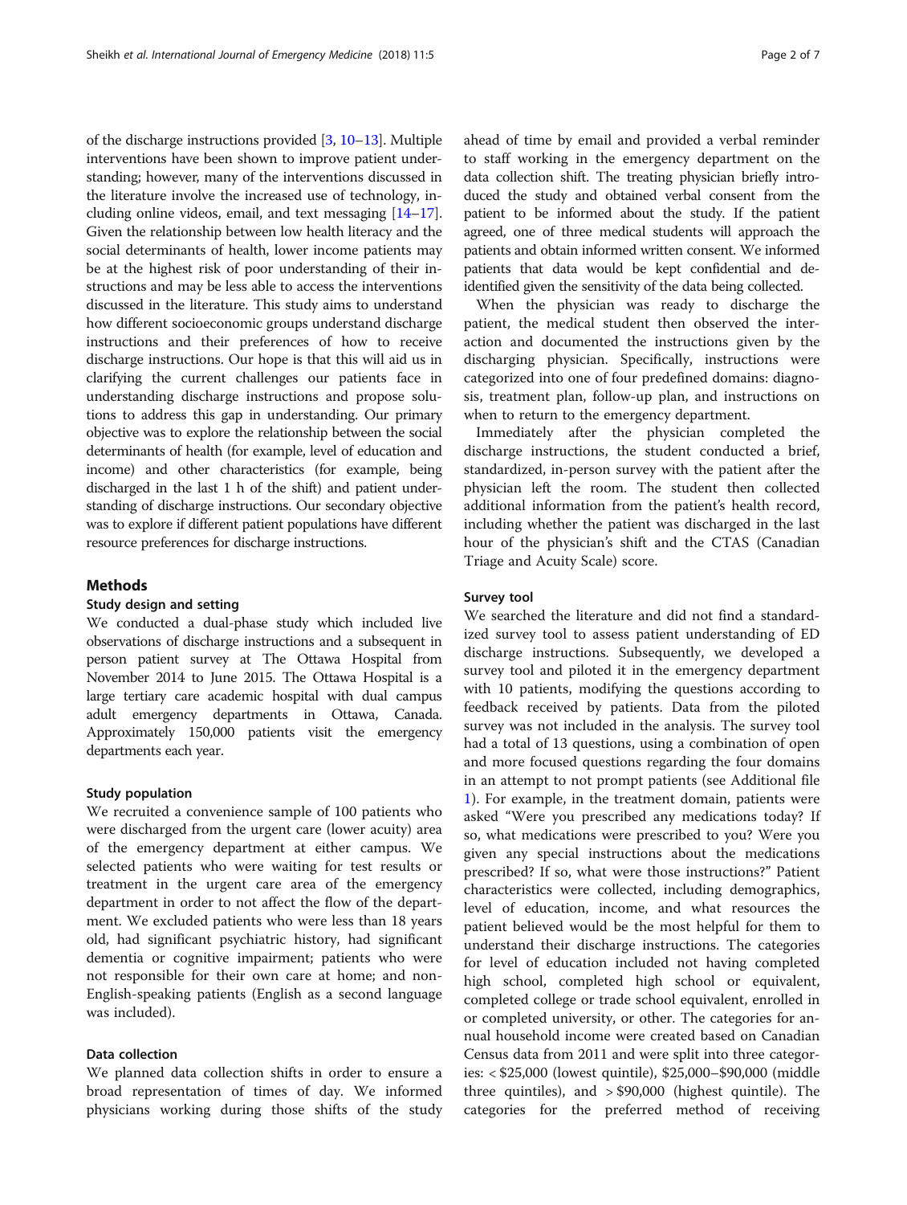of the discharge instructions provided [3, 10–13]. Multiple interventions have been shown to improve patient understanding; however, many of the interventions discussed in the literature involve the increased use of technology, including online videos, email, and text messaging [14–17]. Given the relationship between low health literacy and the social determinants of health, lower income patients may be at the highest risk of poor understanding of their instructions and may be less able to access the interventions discussed in the literature. This study aims to understand how different socioeconomic groups understand discharge instructions and their preferences of how to receive discharge instructions. Our hope is that this will aid us in clarifying the current challenges our patients face in understanding discharge instructions and propose solutions to address this gap in understanding. Our primary objective was to explore the relationship between the social determinants of health (for example, level of education and income) and other characteristics (for example, being discharged in the last 1 h of the shift) and patient understanding of discharge instructions. Our secondary objective was to explore if different patient populations have different resource preferences for discharge instructions.

## Methods

### Study design and setting

We conducted a dual-phase study which included live observations of discharge instructions and a subsequent in person patient survey at The Ottawa Hospital from November 2014 to June 2015. The Ottawa Hospital is a large tertiary care academic hospital with dual campus adult emergency departments in Ottawa, Canada. Approximately 150,000 patients visit the emergency departments each year.

### Study population

We recruited a convenience sample of 100 patients who were discharged from the urgent care (lower acuity) area of the emergency department at either campus. We selected patients who were waiting for test results or treatment in the urgent care area of the emergency department in order to not affect the flow of the department. We excluded patients who were less than 18 years old, had significant psychiatric history, had significant dementia or cognitive impairment; patients who were not responsible for their own care at home; and non-English-speaking patients (English as a second language was included).

### Data collection

We planned data collection shifts in order to ensure a broad representation of times of day. We informed physicians working during those shifts of the study ahead of time by email and provided a verbal reminder to staff working in the emergency department on the data collection shift. The treating physician briefly introduced the study and obtained verbal consent from the patient to be informed about the study. If the patient agreed, one of three medical students will approach the patients and obtain informed written consent. We informed patients that data would be kept confidential and de-identified given the sensitivity of the data being collected.

When the physician was ready to discharge the patient, the medical student then observed the interaction and documented the instructions given by the discharging physician. Specifically, instructions were categorized into one of four predefined domains: diagnosis, treatment plan, follow-up plan, and instructions on when to return to the emergency department.

Immediately after the physician completed the discharge instructions, the student conducted a brief, standardized, in-person survey with the patient after the physician left the room. The student then collected additional information from the patient's health record, including whether the patient was discharged in the last hour of the physician's shift and the CTAS (Canadian Triage and Acuity Scale) score.

### Survey tool

We searched the literature and did not find a standardized survey tool to assess patient understanding of ED discharge instructions. Subsequently, we developed a survey tool and piloted it in the emergency department with 10 patients, modifying the questions according to feedback received by patients. Data from the piloted survey was not included in the analysis. The survey tool had a total of 13 questions, using a combination of open and more focused questions regarding the four domains in an attempt to not prompt patients (see Additional file 1). For example, in the treatment domain, patients were asked "Were you prescribed any medications today? If so, what medications were prescribed to you? Were you given any special instructions about the medications prescribed? If so, what were those instructions?" Patient characteristics were collected, including demographics, level of education, income, and what resources the patient believed would be the most helpful for them to understand their discharge instructions. The categories for level of education included not having completed high school, completed high school or equivalent, completed college or trade school equivalent, enrolled in or completed university, or other. The categories for annual household income were created based on Canadian Census data from 2011 and were split into three categories: < $25,000 (lowest quintile), $25,000–$90,000 (middle three quintiles), and > $90,000 (highest quintile). The categories for the preferred method of receiving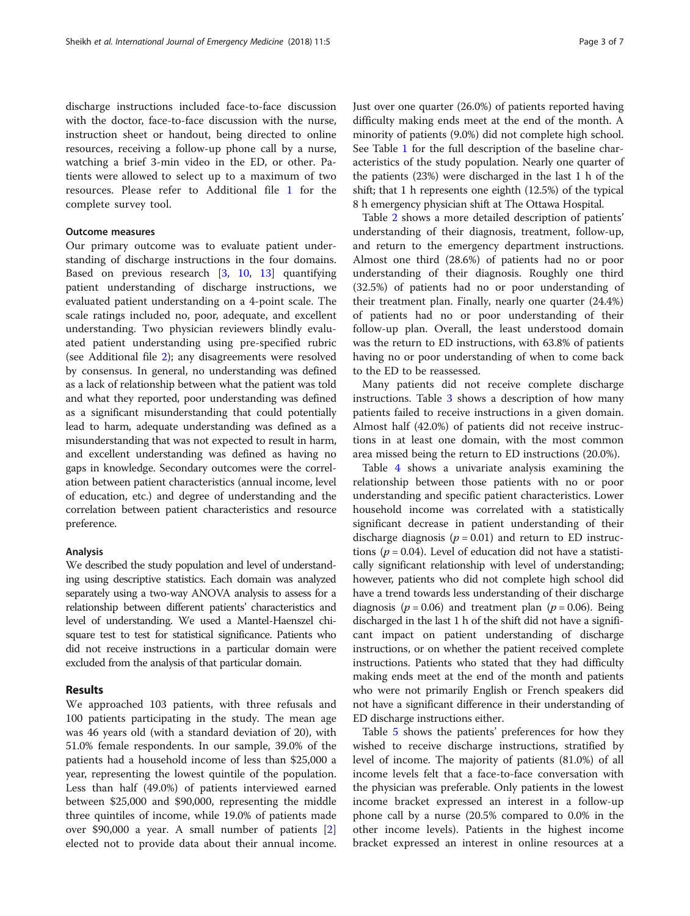discharge instructions included face-to-face discussion with the doctor, face-to-face discussion with the nurse, instruction sheet or handout, being directed to online resources, receiving a follow-up phone call by a nurse, watching a brief 3-min video in the ED, or other. Patients were allowed to select up to a maximum of two resources. Please refer to Additional file 1 for the complete survey tool.

### Outcome measures

Our primary outcome was to evaluate patient understanding of discharge instructions in the four domains. Based on previous research [3, 10, 13] quantifying patient understanding of discharge instructions, we evaluated patient understanding on a 4-point scale. The scale ratings included no, poor, adequate, and excellent understanding. Two physician reviewers blindly evaluated patient understanding using pre-specified rubric (see Additional file 2); any disagreements were resolved by consensus. In general, no understanding was defined as a lack of relationship between what the patient was told and what they reported, poor understanding was defined as a significant misunderstanding that could potentially lead to harm, adequate understanding was defined as a misunderstanding that was not expected to result in harm, and excellent understanding was defined as having no gaps in knowledge. Secondary outcomes were the correlation between patient characteristics (annual income, level of education, etc.) and degree of understanding and the correlation between patient characteristics and resource preference.

### Analysis

We described the study population and level of understanding using descriptive statistics. Each domain was analyzed separately using a two-way ANOVA analysis to assess for a relationship between different patients' characteristics and level of understanding. We used a Mantel-Haenszel chi-square test to test for statistical significance. Patients who did not receive instructions in a particular domain were excluded from the analysis of that particular domain.

## Results

We approached 103 patients, with three refusals and 100 patients participating in the study. The mean age was 46 years old (with a standard deviation of 20), with 51.0% female respondents. In our sample, 39.0% of the patients had a household income of less than $25,000 a year, representing the lowest quintile of the population. Less than half (49.0%) of patients interviewed earned between $25,000 and $90,000, representing the middle three quintiles of income, while 19.0% of patients made over $90,000 a year. A small number of patients [2] elected not to provide data about their annual income. Just over one quarter (26.0%) of patients reported having difficulty making ends meet at the end of the month. A minority of patients (9.0%) did not complete high school. See Table 1 for the full description of the baseline characteristics of the study population. Nearly one quarter of the patients (23%) were discharged in the last 1 h of the shift; that 1 h represents one eighth (12.5%) of the typical 8 h emergency physician shift at The Ottawa Hospital.

Table 2 shows a more detailed description of patients' understanding of their diagnosis, treatment, follow-up, and return to the emergency department instructions. Almost one third (28.6%) of patients had no or poor understanding of their diagnosis. Roughly one third (32.5%) of patients had no or poor understanding of their treatment plan. Finally, nearly one quarter (24.4%) of patients had no or poor understanding of their follow-up plan. Overall, the least understood domain was the return to ED instructions, with 63.8% of patients having no or poor understanding of when to come back to the ED to be reassessed.

Many patients did not receive complete discharge instructions. Table 3 shows a description of how many patients failed to receive instructions in a given domain. Almost half (42.0%) of patients did not receive instructions in at least one domain, with the most common area missed being the return to ED instructions (20.0%).

Table 4 shows a univariate analysis examining the relationship between those patients with no or poor understanding and specific patient characteristics. Lower household income was correlated with a statistically significant decrease in patient understanding of their discharge diagnosis ($p = 0.01$) and return to ED instructions ($p = 0.04$). Level of education did not have a statistically significant relationship with level of understanding; however, patients who did not complete high school did have a trend towards less understanding of their discharge diagnosis ($p = 0.06$) and treatment plan ($p = 0.06$). Being discharged in the last 1 h of the shift did not have a significant impact on patient understanding of discharge instructions, or on whether the patient received complete instructions. Patients who stated that they had difficulty making ends meet at the end of the month and patients who were not primarily English or French speakers did not have a significant difference in their understanding of ED discharge instructions either.

Table 5 shows the patients' preferences for how they wished to receive discharge instructions, stratified by level of income. The majority of patients (81.0%) of all income levels felt that a face-to-face conversation with the physician was preferable. Only patients in the lowest income bracket expressed an interest in a follow-up phone call by a nurse (20.5% compared to 0.0% in the other income levels). Patients in the highest income bracket expressed an interest in online resources at a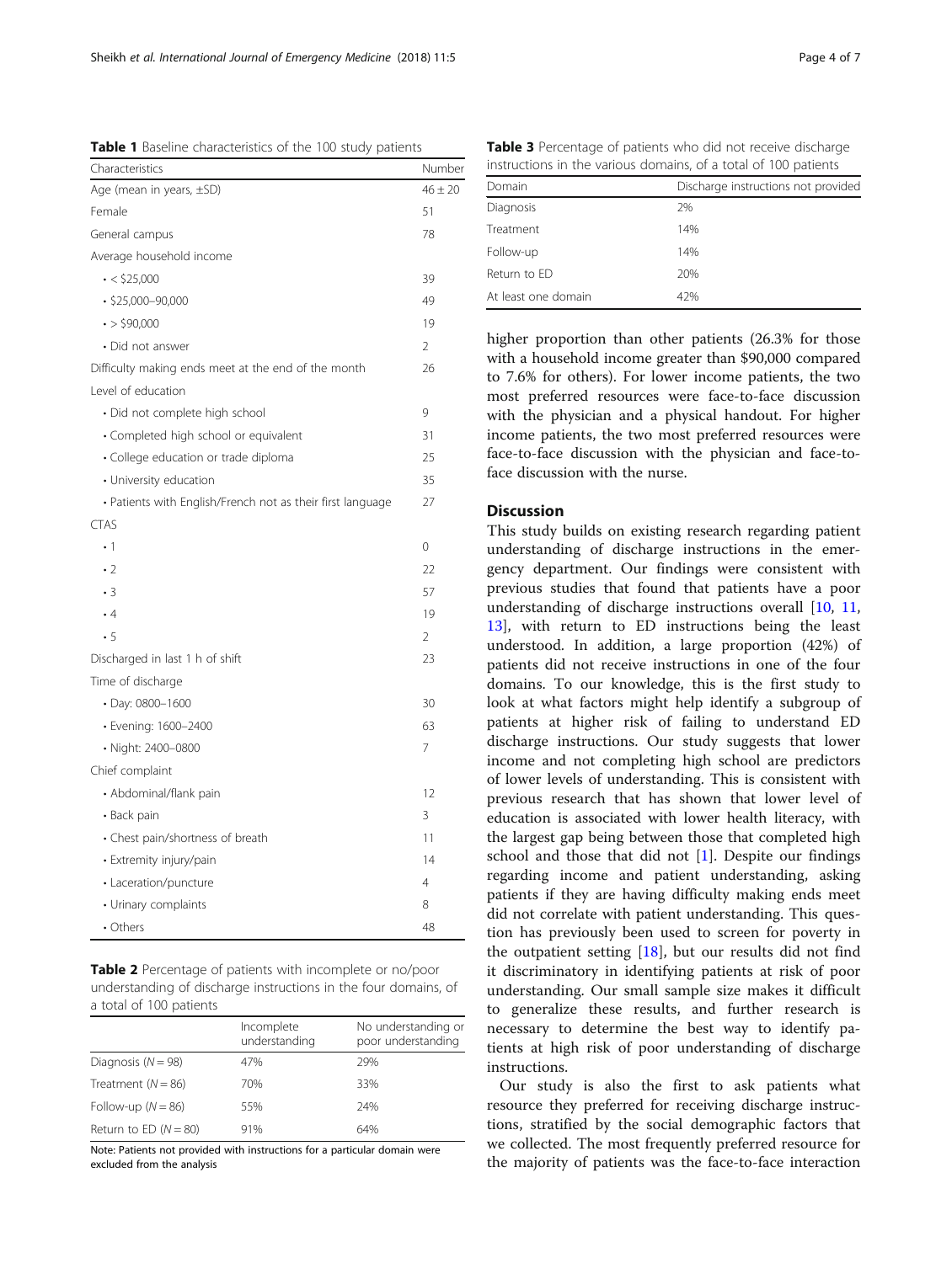**Table 1** Baseline characteristics of the 100 study patients

| Characteristics | Number |
|---|---|
| Age (mean in years, ±SD) | 46 ± 20 |
| Female | 51 |
| General campus | 78 |
| Average household income | |
| • < $25,000 | 39 |
| • $25,000–90,000 | 49 |
| • > $90,000 | 19 |
| • Did not answer | 2 |
| Difficulty making ends meet at the end of the month | 26 |
| Level of education | |
| • Did not complete high school | 9 |
| • Completed high school or equivalent | 31 |
| • College education or trade diploma | 25 |
| • University education | 35 |
| • Patients with English/French not as their first language | 27 |
| CTAS | |
| • 1 | 0 |
| • 2 | 22 |
| • 3 | 57 |
| • 4 | 19 |
| • 5 | 2 |
| Discharged in last 1 h of shift | 23 |
| Time of discharge | |
| • Day: 0800–1600 | 30 |
| • Evening: 1600–2400 | 63 |
| • Night: 2400–0800 | 7 |
| Chief complaint | |
| • Abdominal/flank pain | 12 |
| • Back pain | 3 |
| • Chest pain/shortness of breath | 11 |
| • Extremity injury/pain | 14 |
| • Laceration/puncture | 4 |
| • Urinary complaints | 8 |
| • Others | 48 |

**Table 2** Percentage of patients with incomplete or no/poor understanding of discharge instructions in the four domains, of a total of 100 patients

| | Incomplete understanding | No understanding or poor understanding |
|---|---|---|
| Diagnosis (N = 98) | 47% | 29% |
| Treatment (N = 86) | 70% | 33% |
| Follow-up (N = 86) | 55% | 24% |
| Return to ED (N = 80) | 91% | 64% |

Note: Patients not provided with instructions for a particular domain were excluded from the analysis

**Table 3** Percentage of patients who did not receive discharge instructions in the various domains, of a total of 100 patients

| Domain | Discharge instructions not provided |
|---|---|
| Diagnosis | 2% |
| Treatment | 14% |
| Follow-up | 14% |
| Return to ED | 20% |
| At least one domain | 42% |

higher proportion than other patients (26.3% for those with a household income greater than $90,000 compared to 7.6% for others). For lower income patients, the two most preferred resources were face-to-face discussion with the physician and a physical handout. For higher income patients, the two most preferred resources were face-to-face discussion with the physician and face-to-face discussion with the nurse.

## Discussion

This study builds on existing research regarding patient understanding of discharge instructions in the emergency department. Our findings were consistent with previous studies that found that patients have a poor understanding of discharge instructions overall [10, 11, 13], with return to ED instructions being the least understood. In addition, a large proportion (42%) of patients did not receive instructions in one of the four domains. To our knowledge, this is the first study to look at what factors might help identify a subgroup of patients at higher risk of failing to understand ED discharge instructions. Our study suggests that lower income and not completing high school are predictors of lower levels of understanding. This is consistent with previous research that has shown that lower level of education is associated with lower health literacy, with the largest gap being between those that completed high school and those that did not [1]. Despite our findings regarding income and patient understanding, asking patients if they are having difficulty making ends meet did not correlate with patient understanding. This question has previously been used to screen for poverty in the outpatient setting [18], but our results did not find it discriminatory in identifying patients at risk of poor understanding. Our small sample size makes it difficult to generalize these results, and further research is necessary to determine the best way to identify patients at high risk of poor understanding of discharge instructions.

Our study is also the first to ask patients what resource they preferred for receiving discharge instructions, stratified by the social demographic factors that we collected. The most frequently preferred resource for the majority of patients was the face-to-face interaction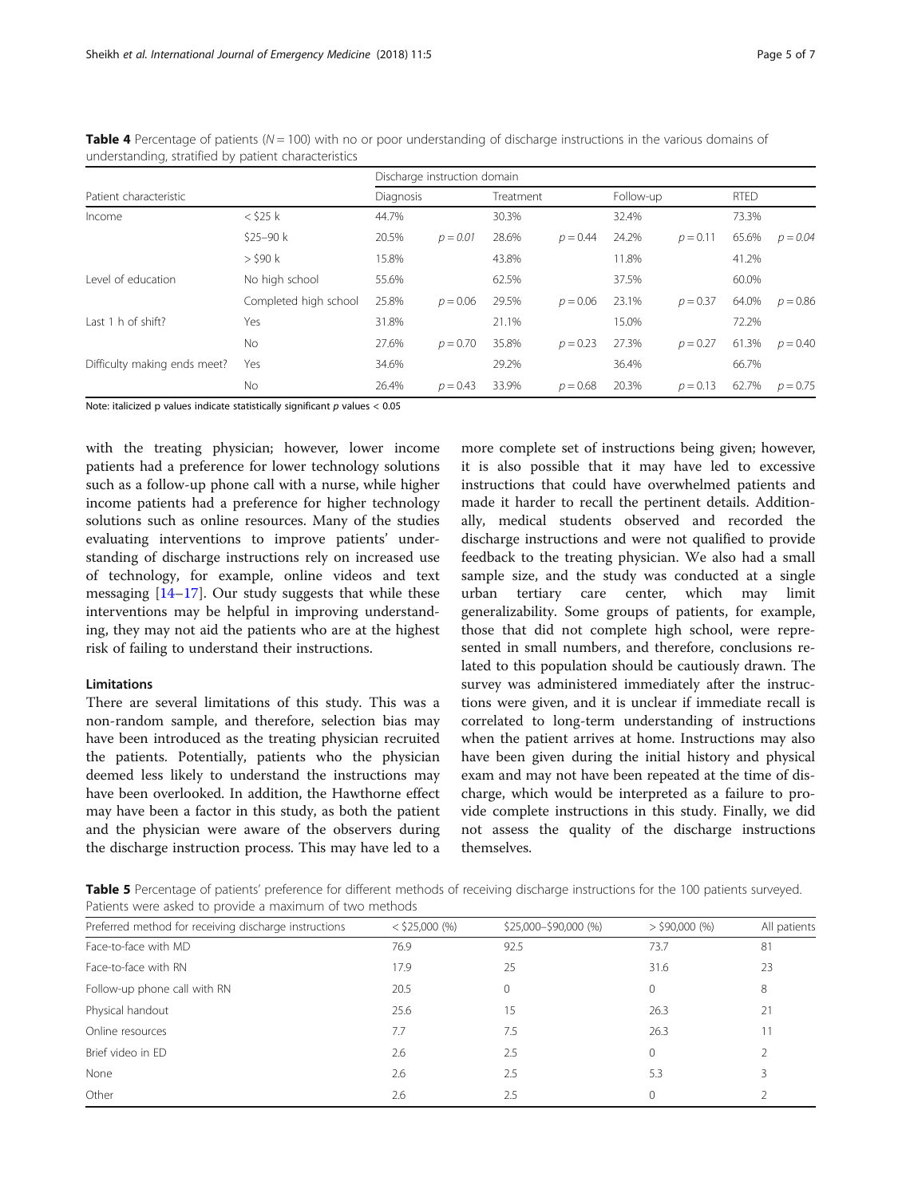**Table 4** Percentage of patients ($N = 100$) with no or poor understanding of discharge instructions in the various domains of understanding, stratified by patient characteristics

| Patient characteristic | | Discharge instruction domain | | | | | | | |
|---|---|---|---|---|---|---|---|---|---|
| | | Diagnosis | | Treatment | | Follow-up | | RTED | |
| Income | < $25 k | 44.7% | | 30.3% | | 32.4% | | 73.3% | |
| | $25–90 k | 20.5% | *$p = 0.01$* | 28.6% | $p = 0.44$ | 24.2% | $p = 0.11$ | 65.6% | *$p = 0.04$* |
| | > $90 k | 15.8% | | 43.8% | | 11.8% | | 41.2% | |
| Level of education | No high school | 55.6% | | 62.5% | | 37.5% | | 60.0% | |
| | Completed high school | 25.8% | $p = 0.06$ | 29.5% | $p = 0.06$ | 23.1% | $p = 0.37$ | 64.0% | $p = 0.86$ |
| Last 1 h of shift? | Yes | 31.8% | | 21.1% | | 15.0% | | 72.2% | |
| | No | 27.6% | $p = 0.70$ | 35.8% | $p = 0.23$ | 27.3% | $p = 0.27$ | 61.3% | $p = 0.40$ |
| Difficulty making ends meet? | Yes | 34.6% | | 29.2% | | 36.4% | | 66.7% | |
| | No | 26.4% | $p = 0.43$ | 33.9% | $p = 0.68$ | 20.3% | $p = 0.13$ | 62.7% | $p = 0.75$ |

Note: italicized p values indicate statistically significant $p$ values < 0.05

with the treating physician; however, lower income patients had a preference for lower technology solutions such as a follow-up phone call with a nurse, while higher income patients had a preference for higher technology solutions such as online resources. Many of the studies evaluating interventions to improve patients' understanding of discharge instructions rely on increased use of technology, for example, online videos and text messaging [14–17]. Our study suggests that while these interventions may be helpful in improving understanding, they may not aid the patients who are at the highest risk of failing to understand their instructions.

### Limitations

There are several limitations of this study. This was a non-random sample, and therefore, selection bias may have been introduced as the treating physician recruited the patients. Potentially, patients who the physician deemed less likely to understand the instructions may have been overlooked. In addition, the Hawthorne effect may have been a factor in this study, as both the patient and the physician were aware of the observers during the discharge instruction process. This may have led to a more complete set of instructions being given; however, it is also possible that it may have led to excessive instructions that could have overwhelmed patients and made it harder to recall the pertinent details. Additionally, medical students observed and recorded the discharge instructions and were not qualified to provide feedback to the treating physician. We also had a small sample size, and the study was conducted at a single urban tertiary care center, which may limit generalizability. Some groups of patients, for example, those that did not complete high school, were represented in small numbers, and therefore, conclusions related to this population should be cautiously drawn. The survey was administered immediately after the instructions were given, and it is unclear if immediate recall is correlated to long-term understanding of instructions when the patient arrives at home. Instructions may also have been given during the initial history and physical exam and may not have been repeated at the time of discharge, which would be interpreted as a failure to provide complete instructions in this study. Finally, we did not assess the quality of the discharge instructions themselves.

**Table 5** Percentage of patients' preference for different methods of receiving discharge instructions for the 100 patients surveyed. Patients were asked to provide a maximum of two methods

| Preferred method for receiving discharge instructions | < $25,000 (%) | $25,000–$90,000 (%) | > $90,000 (%) | All patients |
|---|---|---|---|---|
| Face-to-face with MD | 76.9 | 92.5 | 73.7 | 81 |
| Face-to-face with RN | 17.9 | 25 | 31.6 | 23 |
| Follow-up phone call with RN | 20.5 | 0 | 0 | 8 |
| Physical handout | 25.6 | 15 | 26.3 | 21 |
| Online resources | 7.7 | 7.5 | 26.3 | 11 |
| Brief video in ED | 2.6 | 2.5 | 0 | 2 |
| None | 2.6 | 2.5 | 5.3 | 3 |
| Other | 2.6 | 2.5 | 0 | 2 |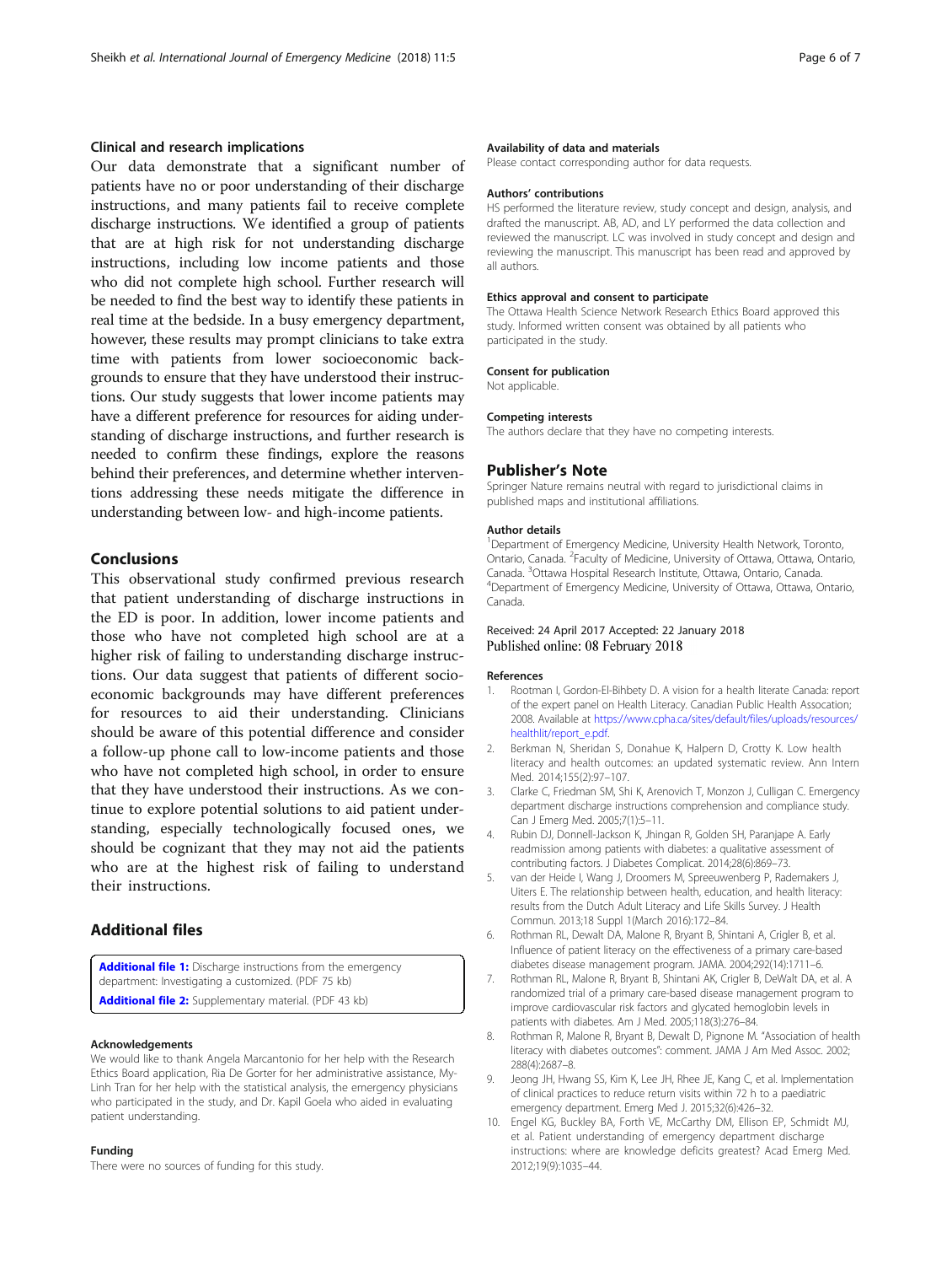### Clinical and research implications

Our data demonstrate that a significant number of patients have no or poor understanding of their discharge instructions, and many patients fail to receive complete discharge instructions. We identified a group of patients that are at high risk for not understanding discharge instructions, including low income patients and those who did not complete high school. Further research will be needed to find the best way to identify these patients in real time at the bedside. In a busy emergency department, however, these results may prompt clinicians to take extra time with patients from lower socioeconomic backgrounds to ensure that they have understood their instructions. Our study suggests that lower income patients may have a different preference for resources for aiding understanding of discharge instructions, and further research is needed to confirm these findings, explore the reasons behind their preferences, and determine whether interventions addressing these needs mitigate the difference in understanding between low- and high-income patients.

## Conclusions

This observational study confirmed previous research that patient understanding of discharge instructions in the ED is poor. In addition, lower income patients and those who have not completed high school are at a higher risk of failing to understanding discharge instructions. Our data suggest that patients of different socioeconomic backgrounds may have different preferences for resources to aid their understanding. Clinicians should be aware of this potential difference and consider a follow-up phone call to low-income patients and those who have not completed high school, in order to ensure that they have understood their instructions. As we continue to explore potential solutions to aid patient understanding, especially technologically focused ones, we should be cognizant that they may not aid the patients who are at the highest risk of failing to understand their instructions.

## Additional files

**Additional file 1:** Discharge instructions from the emergency department: Investigating a customized. (PDF 75 kb)

**Additional file 2:** Supplementary material. (PDF 43 kb)

#### Acknowledgements

We would like to thank Angela Marcantonio for her help with the Research Ethics Board application, Ria De Gorter for her administrative assistance, My-Linh Tran for her help with the statistical analysis, the emergency physicians who participated in the study, and Dr. Kapil Goela who aided in evaluating patient understanding.

#### Funding

There were no sources of funding for this study.

#### Availability of data and materials

Please contact corresponding author for data requests.

#### Authors' contributions

HS performed the literature review, study concept and design, analysis, and drafted the manuscript. AB, AD, and LY performed the data collection and reviewed the manuscript. LC was involved in study concept and design and reviewing the manuscript. This manuscript has been read and approved by all authors.

#### Ethics approval and consent to participate

The Ottawa Health Science Network Research Ethics Board approved this study. Informed written consent was obtained by all patients who participated in the study.

#### Consent for publication

Not applicable.

#### Competing interests

The authors declare that they have no competing interests.

## Publisher's Note

Springer Nature remains neutral with regard to jurisdictional claims in published maps and institutional affiliations.

#### Author details

[1]Department of Emergency Medicine, University Health Network, Toronto, Ontario, Canada. [2]Faculty of Medicine, University of Ottawa, Ottawa, Ontario, Canada. [3]Ottawa Hospital Research Institute, Ottawa, Ontario, Canada. [4]Department of Emergency Medicine, University of Ottawa, Ottawa, Ontario, Canada.

Received: 24 April 2017 Accepted: 22 January 2018
Published online: 08 February 2018

#### References

1. Rootman I, Gordon-El-Bihbety D. A vision for a health literate Canada: report of the expert panel on Health Literacy. Canadian Public Health Assocation; 2008. Available at https://www.cpha.ca/sites/default/files/uploads/resources/healthlit/report_e.pdf.
2. Berkman N, Sheridan S, Donahue K, Halpern D, Crotty K. Low health literacy and health outcomes: an updated systematic review. Ann Intern Med. 2014;155(2):97–107.
3. Clarke C, Friedman SM, Shi K, Arenovich T, Monzon J, Culligan C. Emergency department discharge instructions comprehension and compliance study. Can J Emerg Med. 2005;7(1):5–11.
4. Rubin DJ, Donnell-Jackson K, Jhingan R, Golden SH, Paranjape A. Early readmission among patients with diabetes: a qualitative assessment of contributing factors. J Diabetes Complicat. 2014;28(6):869–73.
5. van der Heide I, Wang J, Droomers M, Spreeuwenberg P, Rademakers J, Uiters E. The relationship between health, education, and health literacy: results from the Dutch Adult Literacy and Life Skills Survey. J Health Commun. 2013;18 Suppl 1(March 2016):172–84.
6. Rothman RL, Dewalt DA, Malone R, Bryant B, Shintani A, Crigler B, et al. Influence of patient literacy on the effectiveness of a primary care-based diabetes disease management program. JAMA. 2004;292(14):1711–6.
7. Rothman RL, Malone R, Bryant B, Shintani AK, Crigler B, DeWalt DA, et al. A randomized trial of a primary care-based disease management program to improve cardiovascular risk factors and glycated hemoglobin levels in patients with diabetes. Am J Med. 2005;118(3):276–84.
8. Rothman R, Malone R, Bryant B, Dewalt D, Pignone M. "Association of health literacy with diabetes outcomes": comment. JAMA J Am Med Assoc. 2002;288(4):2687–8.
9. Jeong JH, Hwang SS, Kim K, Lee JH, Rhee JE, Kang C, et al. Implementation of clinical practices to reduce return visits within 72 h to a paediatric emergency department. Emerg Med J. 2015;32(6):426–32.
10. Engel KG, Buckley BA, Forth VE, McCarthy DM, Ellison EP, Schmidt MJ, et al. Patient understanding of emergency department discharge instructions: where are knowledge deficits greatest? Acad Emerg Med. 2012;19(9):1035–44.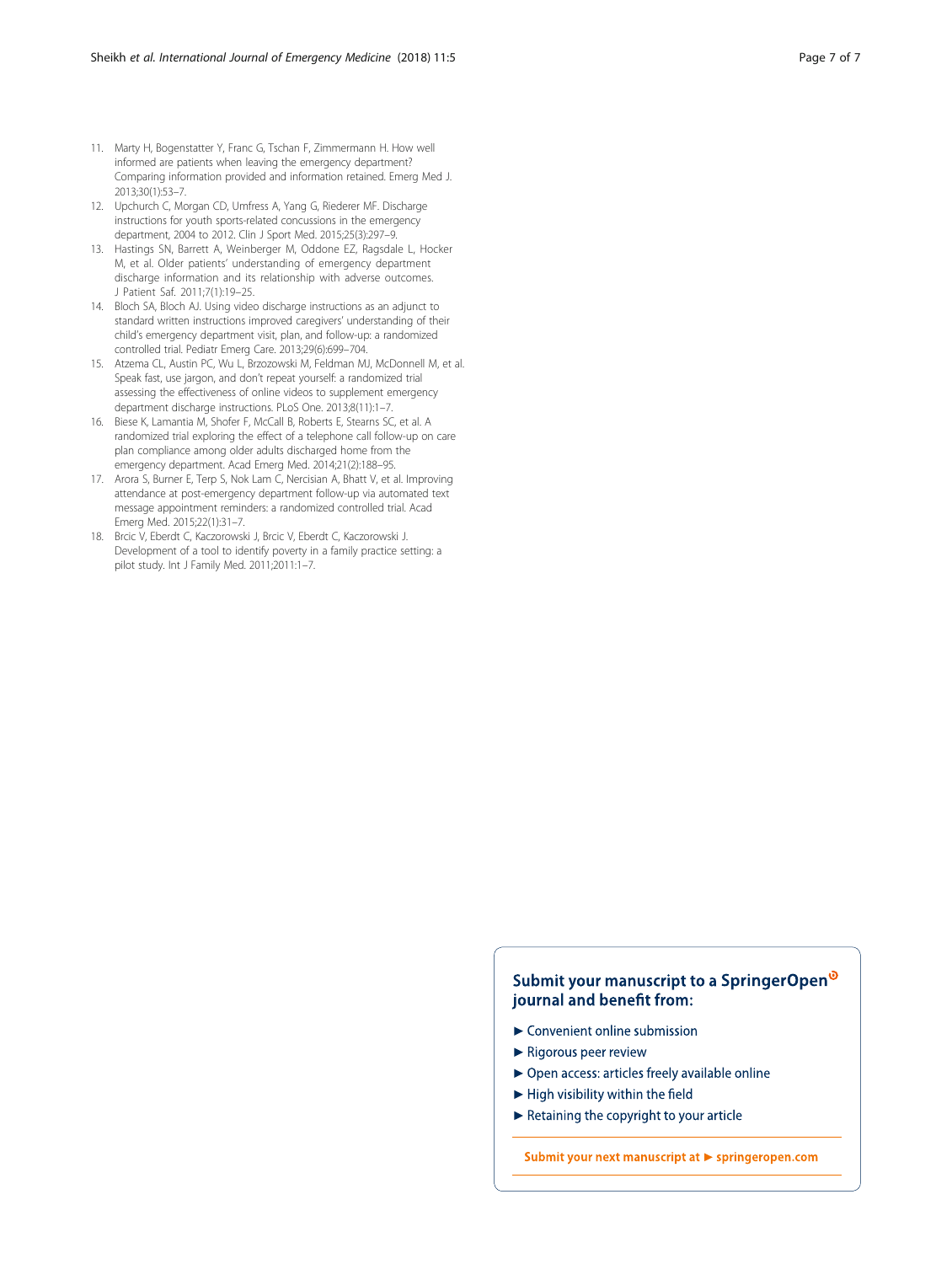11. Marty H, Bogenstatter Y, Franc G, Tschan F, Zimmermann H. How well informed are patients when leaving the emergency department? Comparing information provided and information retained. Emerg Med J. 2013;30(1):53–7.
12. Upchurch C, Morgan CD, Umfress A, Yang G, Riederer MF. Discharge instructions for youth sports-related concussions in the emergency department, 2004 to 2012. Clin J Sport Med. 2015;25(3):297–9.
13. Hastings SN, Barrett A, Weinberger M, Oddone EZ, Ragsdale L, Hocker M, et al. Older patients' understanding of emergency department discharge information and its relationship with adverse outcomes. J Patient Saf. 2011;7(1):19–25.
14. Bloch SA, Bloch AJ. Using video discharge instructions as an adjunct to standard written instructions improved caregivers' understanding of their child's emergency department visit, plan, and follow-up: a randomized controlled trial. Pediatr Emerg Care. 2013;29(6):699–704.
15. Atzema CL, Austin PC, Wu L, Brzozowski M, Feldman MJ, McDonnell M, et al. Speak fast, use jargon, and don't repeat yourself: a randomized trial assessing the effectiveness of online videos to supplement emergency department discharge instructions. PLoS One. 2013;8(11):1–7.
16. Biese K, Lamantia M, Shofer F, McCall B, Roberts E, Stearns SC, et al. A randomized trial exploring the effect of a telephone call follow-up on care plan compliance among older adults discharged home from the emergency department. Acad Emerg Med. 2014;21(2):188–95.
17. Arora S, Burner E, Terp S, Nok Lam C, Nercisian A, Bhatt V, et al. Improving attendance at post-emergency department follow-up via automated text message appointment reminders: a randomized controlled trial. Acad Emerg Med. 2015;22(1):31–7.
18. Brcic V, Eberdt C, Kaczorowski J, Brcic V, Eberdt C, Kaczorowski J. Development of a tool to identify poverty in a family practice setting: a pilot study. Int J Family Med. 2011;2011:1–7.

**Submit your manuscript to a SpringerOpen journal and benefit from:**

- ► Convenient online submission
- ► Rigorous peer review
- ► Open access: articles freely available online
- ► High visibility within the field
- ► Retaining the copyright to your article

**Submit your next manuscript at ► springeropen.com**